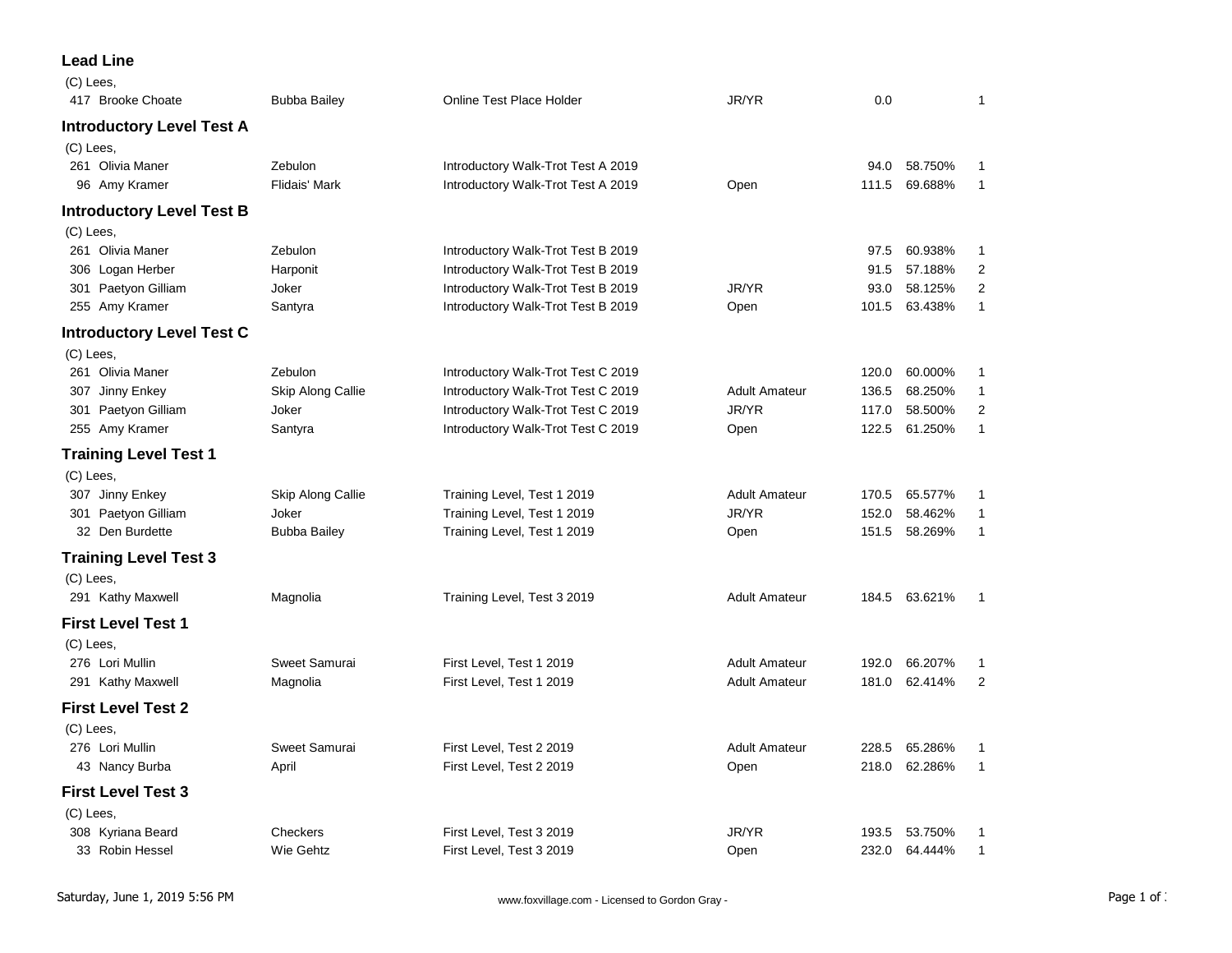**Lead Line**

(C) Lees,

| No. | Rider | Horse | Test | Division | Score | Percent | Place |
|---|---|---|---|---|---|---|---|
| 417 | Brooke Choate | Bubba Bailey | Online Test Place Holder | JR/YR | 0.0 | | 1 |

**Introductory Level Test A**

(C) Lees,

| No. | Rider | Horse | Test | Division | Score | Percent | Place |
|---|---|---|---|---|---|---|---|
| 261 | Olivia Maner | Zebulon | Introductory Walk-Trot Test A 2019 | | 94.0 | 58.750% | 1 |
| 96 | Amy Kramer | Flidais' Mark | Introductory Walk-Trot Test A 2019 | Open | 111.5 | 69.688% | 1 |

**Introductory Level Test B**

(C) Lees,

| No. | Rider | Horse | Test | Division | Score | Percent | Place |
|---|---|---|---|---|---|---|---|
| 261 | Olivia Maner | Zebulon | Introductory Walk-Trot Test B 2019 | | 97.5 | 60.938% | 1 |
| 306 | Logan Herber | Harponit | Introductory Walk-Trot Test B 2019 | | 91.5 | 57.188% | 2 |
| 301 | Paetyon Gilliam | Joker | Introductory Walk-Trot Test B 2019 | JR/YR | 93.0 | 58.125% | 2 |
| 255 | Amy Kramer | Santyra | Introductory Walk-Trot Test B 2019 | Open | 101.5 | 63.438% | 1 |

**Introductory Level Test C**

(C) Lees,

| No. | Rider | Horse | Test | Division | Score | Percent | Place |
|---|---|---|---|---|---|---|---|
| 261 | Olivia Maner | Zebulon | Introductory Walk-Trot Test C 2019 | | 120.0 | 60.000% | 1 |
| 307 | Jinny Enkey | Skip Along Callie | Introductory Walk-Trot Test C 2019 | Adult Amateur | 136.5 | 68.250% | 1 |
| 301 | Paetyon Gilliam | Joker | Introductory Walk-Trot Test C 2019 | JR/YR | 117.0 | 58.500% | 2 |
| 255 | Amy Kramer | Santyra | Introductory Walk-Trot Test C 2019 | Open | 122.5 | 61.250% | 1 |

**Training Level Test 1**

(C) Lees,

| No. | Rider | Horse | Test | Division | Score | Percent | Place |
|---|---|---|---|---|---|---|---|
| 307 | Jinny Enkey | Skip Along Callie | Training Level, Test 1 2019 | Adult Amateur | 170.5 | 65.577% | 1 |
| 301 | Paetyon Gilliam | Joker | Training Level, Test 1 2019 | JR/YR | 152.0 | 58.462% | 1 |
| 32 | Den Burdette | Bubba Bailey | Training Level, Test 1 2019 | Open | 151.5 | 58.269% | 1 |

**Training Level Test 3**

(C) Lees,

| No. | Rider | Horse | Test | Division | Score | Percent | Place |
|---|---|---|---|---|---|---|---|
| 291 | Kathy Maxwell | Magnolia | Training Level, Test 3 2019 | Adult Amateur | 184.5 | 63.621% | 1 |

**First Level Test 1**

(C) Lees,

| No. | Rider | Horse | Test | Division | Score | Percent | Place |
|---|---|---|---|---|---|---|---|
| 276 | Lori Mullin | Sweet Samurai | First Level, Test 1 2019 | Adult Amateur | 192.0 | 66.207% | 1 |
| 291 | Kathy Maxwell | Magnolia | First Level, Test 1 2019 | Adult Amateur | 181.0 | 62.414% | 2 |

**First Level Test 2**

(C) Lees,

| No. | Rider | Horse | Test | Division | Score | Percent | Place |
|---|---|---|---|---|---|---|---|
| 276 | Lori Mullin | Sweet Samurai | First Level, Test 2 2019 | Adult Amateur | 228.5 | 65.286% | 1 |
| 43 | Nancy Burba | April | First Level, Test 2 2019 | Open | 218.0 | 62.286% | 1 |

**First Level Test 3**

(C) Lees,

| No. | Rider | Horse | Test | Division | Score | Percent | Place |
|---|---|---|---|---|---|---|---|
| 308 | Kyriana Beard | Checkers | First Level, Test 3 2019 | JR/YR | 193.5 | 53.750% | 1 |
| 33 | Robin Hessel | Wie Gehtz | First Level, Test 3 2019 | Open | 232.0 | 64.444% | 1 |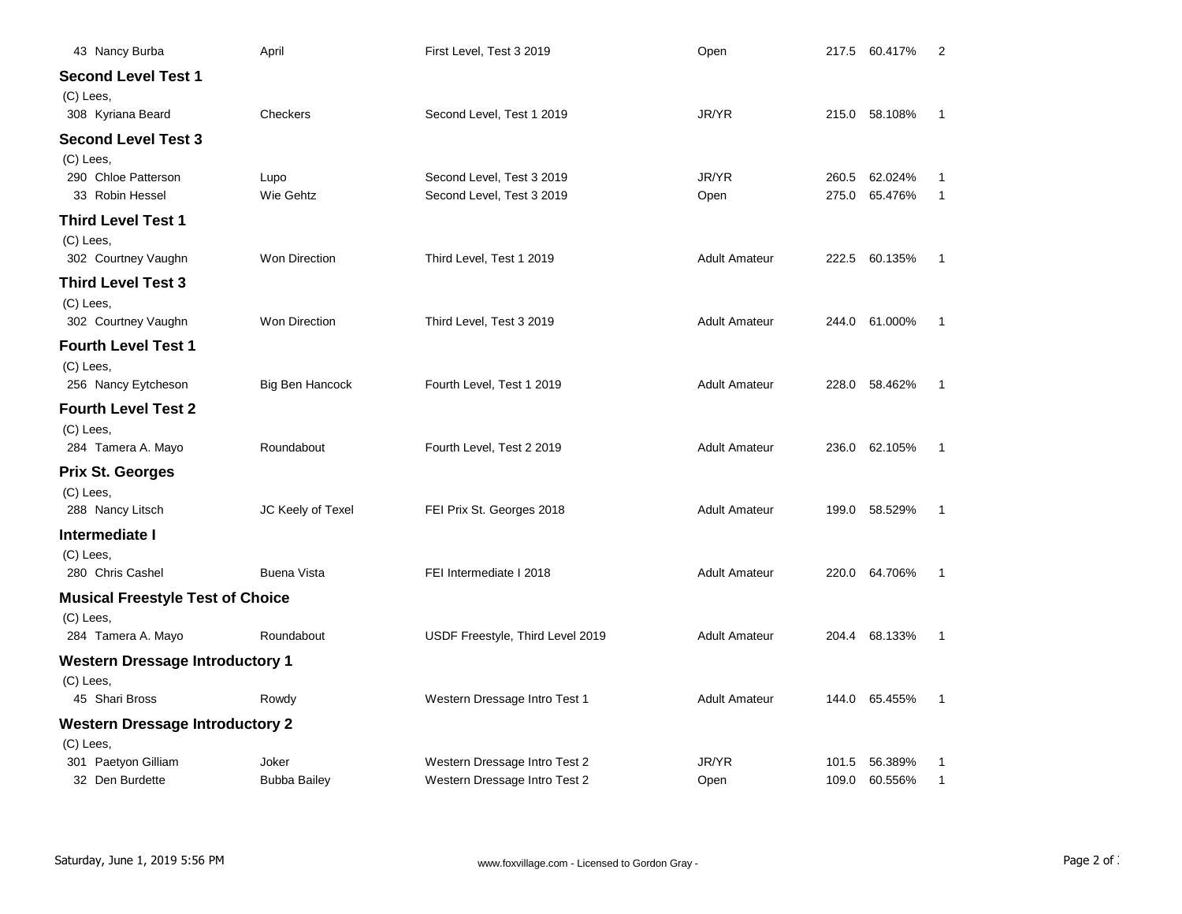| | | | | | | |
|---|---|---|---|---|---|---|
| 43 Nancy Burba | April | First Level, Test 3 2019 | Open | 217.5 | 60.417% | 2 |

### Second Level Test 1

(C) Lees,

| | | | | | | |
|---|---|---|---|---|---|---|
| 308 Kyriana Beard | Checkers | Second Level, Test 1 2019 | JR/YR | 215.0 | 58.108% | 1 |

### Second Level Test 3

(C) Lees,

| | | | | | | |
|---|---|---|---|---|---|---|
| 290 Chloe Patterson | Lupo | Second Level, Test 3 2019 | JR/YR | 260.5 | 62.024% | 1 |
| 33 Robin Hessel | Wie Gehtz | Second Level, Test 3 2019 | Open | 275.0 | 65.476% | 1 |

### Third Level Test 1

(C) Lees,

| | | | | | | |
|---|---|---|---|---|---|---|
| 302 Courtney Vaughn | Won Direction | Third Level, Test 1 2019 | Adult Amateur | 222.5 | 60.135% | 1 |

### Third Level Test 3

(C) Lees,

| | | | | | | |
|---|---|---|---|---|---|---|
| 302 Courtney Vaughn | Won Direction | Third Level, Test 3 2019 | Adult Amateur | 244.0 | 61.000% | 1 |

### Fourth Level Test 1

(C) Lees,

| | | | | | | |
|---|---|---|---|---|---|---|
| 256 Nancy Eytcheson | Big Ben Hancock | Fourth Level, Test 1 2019 | Adult Amateur | 228.0 | 58.462% | 1 |

### Fourth Level Test 2

(C) Lees,

| | | | | | | |
|---|---|---|---|---|---|---|
| 284 Tamera A. Mayo | Roundabout | Fourth Level, Test 2 2019 | Adult Amateur | 236.0 | 62.105% | 1 |

### Prix St. Georges

(C) Lees,

| | | | | | | |
|---|---|---|---|---|---|---|
| 288 Nancy Litsch | JC Keely of Texel | FEI Prix St. Georges 2018 | Adult Amateur | 199.0 | 58.529% | 1 |

### Intermediate I

(C) Lees,

| | | | | | | |
|---|---|---|---|---|---|---|
| 280 Chris Cashel | Buena Vista | FEI Intermediate I 2018 | Adult Amateur | 220.0 | 64.706% | 1 |

### Musical Freestyle Test of Choice

(C) Lees,

| | | | | | | |
|---|---|---|---|---|---|---|
| 284 Tamera A. Mayo | Roundabout | USDF Freestyle, Third Level 2019 | Adult Amateur | 204.4 | 68.133% | 1 |

### Western Dressage Introductory 1

(C) Lees,

| | | | | | | |
|---|---|---|---|---|---|---|
| 45 Shari Bross | Rowdy | Western Dressage Intro Test 1 | Adult Amateur | 144.0 | 65.455% | 1 |

### Western Dressage Introductory 2

(C) Lees,

| | | | | | | |
|---|---|---|---|---|---|---|
| 301 Paetyon Gilliam | Joker | Western Dressage Intro Test 2 | JR/YR | 101.5 | 56.389% | 1 |
| 32 Den Burdette | Bubba Bailey | Western Dressage Intro Test 2 | Open | 109.0 | 60.556% | 1 |

Saturday, June 1, 2019 5:56 PM — www.foxvillage.com - Licensed to Gordon Gray -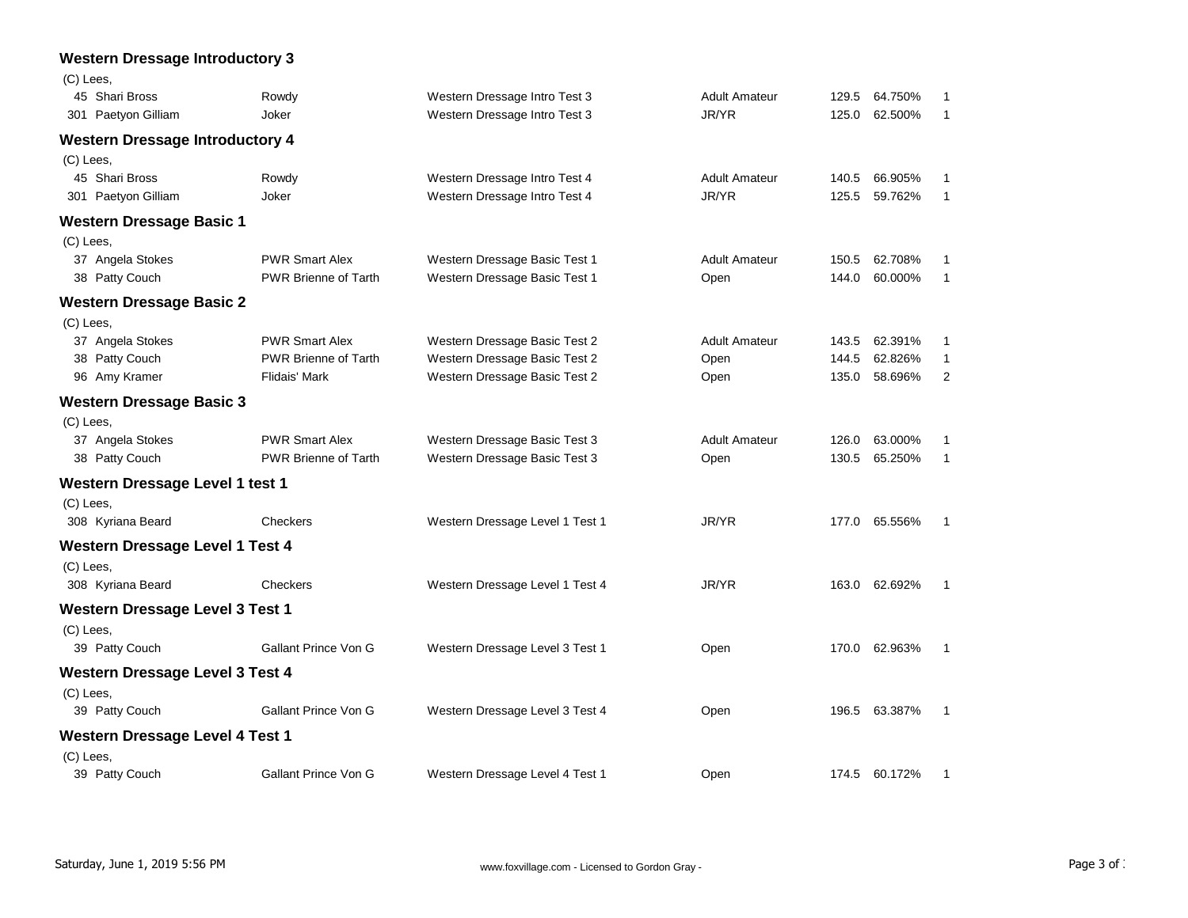## Western Dressage Introductory 3

(C) Lees,

| | | | | | | | |
|---|---|---|---|---|---|---|---|
| 45 | Shari Bross | Rowdy | Western Dressage Intro Test 3 | Adult Amateur | 129.5 | 64.750% | 1 |
| 301 | Paetyon Gilliam | Joker | Western Dressage Intro Test 3 | JR/YR | 125.0 | 62.500% | 1 |

## Western Dressage Introductory 4

(C) Lees,

| | | | | | | | |
|---|---|---|---|---|---|---|---|
| 45 | Shari Bross | Rowdy | Western Dressage Intro Test 4 | Adult Amateur | 140.5 | 66.905% | 1 |
| 301 | Paetyon Gilliam | Joker | Western Dressage Intro Test 4 | JR/YR | 125.5 | 59.762% | 1 |

## Western Dressage Basic 1

(C) Lees,

| | | | | | | | |
|---|---|---|---|---|---|---|---|
| 37 | Angela Stokes | PWR Smart Alex | Western Dressage Basic Test 1 | Adult Amateur | 150.5 | 62.708% | 1 |
| 38 | Patty Couch | PWR Brienne of Tarth | Western Dressage Basic Test 1 | Open | 144.0 | 60.000% | 1 |

## Western Dressage Basic 2

(C) Lees,

| | | | | | | | |
|---|---|---|---|---|---|---|---|
| 37 | Angela Stokes | PWR Smart Alex | Western Dressage Basic Test 2 | Adult Amateur | 143.5 | 62.391% | 1 |
| 38 | Patty Couch | PWR Brienne of Tarth | Western Dressage Basic Test 2 | Open | 144.5 | 62.826% | 1 |
| 96 | Amy Kramer | Flidais' Mark | Western Dressage Basic Test 2 | Open | 135.0 | 58.696% | 2 |

## Western Dressage Basic 3

(C) Lees,

| | | | | | | | |
|---|---|---|---|---|---|---|---|
| 37 | Angela Stokes | PWR Smart Alex | Western Dressage Basic Test 3 | Adult Amateur | 126.0 | 63.000% | 1 |
| 38 | Patty Couch | PWR Brienne of Tarth | Western Dressage Basic Test 3 | Open | 130.5 | 65.250% | 1 |

## Western Dressage Level 1 test 1

(C) Lees,

| | | | | | | | |
|---|---|---|---|---|---|---|---|
| 308 | Kyriana Beard | Checkers | Western Dressage Level 1 Test 1 | JR/YR | 177.0 | 65.556% | 1 |

## Western Dressage Level 1 Test 4

(C) Lees,

| | | | | | | | |
|---|---|---|---|---|---|---|---|
| 308 | Kyriana Beard | Checkers | Western Dressage Level 1 Test 4 | JR/YR | 163.0 | 62.692% | 1 |

## Western Dressage Level 3 Test 1

(C) Lees,

| | | | | | | | |
|---|---|---|---|---|---|---|---|
| 39 | Patty Couch | Gallant Prince Von G | Western Dressage Level 3 Test 1 | Open | 170.0 | 62.963% | 1 |

## Western Dressage Level 3 Test 4

(C) Lees,

| | | | | | | | |
|---|---|---|---|---|---|---|---|
| 39 | Patty Couch | Gallant Prince Von G | Western Dressage Level 3 Test 4 | Open | 196.5 | 63.387% | 1 |

## Western Dressage Level 4 Test 1

(C) Lees,

| | | | | | | | |
|---|---|---|---|---|---|---|---|
| 39 | Patty Couch | Gallant Prince Von G | Western Dressage Level 4 Test 1 | Open | 174.5 | 60.172% | 1 |